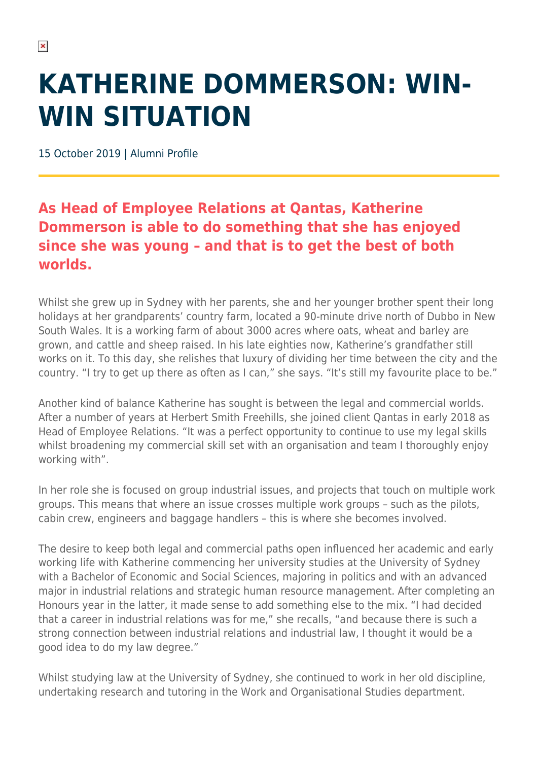# KATHERINE DOMMERSON: WIN-WIN SITUATION

15 October 2019 | Alumni Profile

## As Head of Employee Relations at Qantas, Katherine Dommerson is able to do something that she has enjoyed since she was young – and that is to get the best of both worlds.

Whilst she grew up in Sydney with her parents, she and her younger brother spent their long holidays at her grandparents' country farm, located a 90-minute drive north of Dubbo in New South Wales. It is a working farm of about 3000 acres where oats, wheat and barley are grown, and cattle and sheep raised. In his late eighties now, Katherine's grandfather still works on it. To this day, she relishes that luxury of dividing her time between the city and the country. "I try to get up there as often as I can," she says. "It's still my favourite place to be."

Another kind of balance Katherine has sought is between the legal and commercial worlds. After a number of years at Herbert Smith Freehills, she joined client Qantas in early 2018 as Head of Employee Relations. "It was a perfect opportunity to continue to use my legal skills whilst broadening my commercial skill set with an organisation and team I thoroughly enjoy working with".

In her role she is focused on group industrial issues, and projects that touch on multiple work groups. This means that where an issue crosses multiple work groups – such as the pilots, cabin crew, engineers and baggage handlers – this is where she becomes involved.

The desire to keep both legal and commercial paths open influenced her academic and early working life with Katherine commencing her university studies at the University of Sydney with a Bachelor of Economic and Social Sciences, majoring in politics and with an advanced major in industrial relations and strategic human resource management. After completing an Honours year in the latter, it made sense to add something else to the mix. "I had decided that a career in industrial relations was for me," she recalls, "and because there is such a strong connection between industrial relations and industrial law, I thought it would be a good idea to do my law degree."

Whilst studying law at the University of Sydney, she continued to work in her old discipline, undertaking research and tutoring in the Work and Organisational Studies department.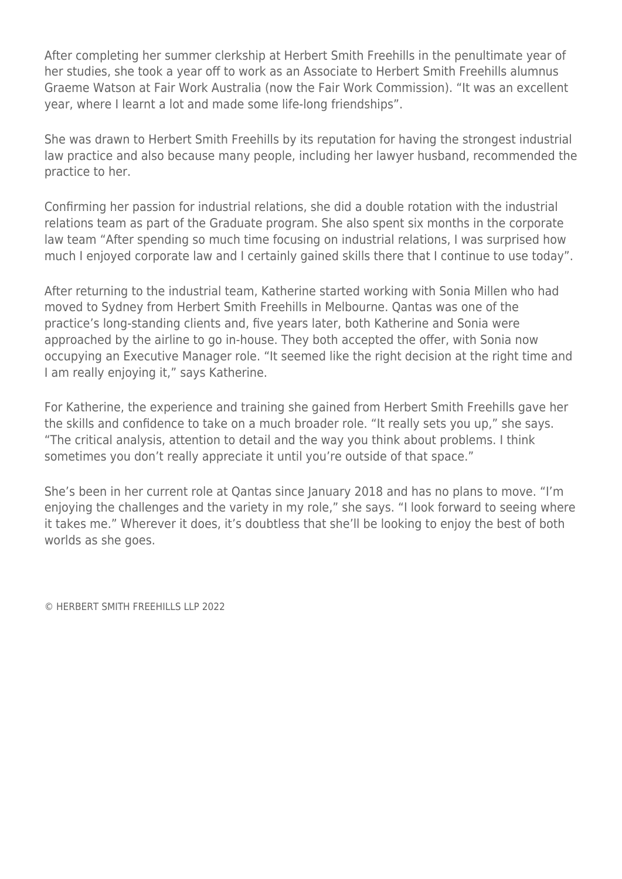After completing her summer clerkship at Herbert Smith Freehills in the penultimate year of her studies, she took a year off to work as an Associate to Herbert Smith Freehills alumnus Graeme Watson at Fair Work Australia (now the Fair Work Commission). “It was an excellent year, where I learnt a lot and made some life-long friendships”.

She was drawn to Herbert Smith Freehills by its reputation for having the strongest industrial law practice and also because many people, including her lawyer husband, recommended the practice to her.

Confirming her passion for industrial relations, she did a double rotation with the industrial relations team as part of the Graduate program. She also spent six months in the corporate law team “After spending so much time focusing on industrial relations, I was surprised how much I enjoyed corporate law and I certainly gained skills there that I continue to use today”.

After returning to the industrial team, Katherine started working with Sonia Millen who had moved to Sydney from Herbert Smith Freehills in Melbourne. Qantas was one of the practice’s long-standing clients and, five years later, both Katherine and Sonia were approached by the airline to go in-house. They both accepted the offer, with Sonia now occupying an Executive Manager role. “It seemed like the right decision at the right time and I am really enjoying it,” says Katherine.

For Katherine, the experience and training she gained from Herbert Smith Freehills gave her the skills and confidence to take on a much broader role. “It really sets you up,” she says. “The critical analysis, attention to detail and the way you think about problems. I think sometimes you don’t really appreciate it until you’re outside of that space.”

She’s been in her current role at Qantas since January 2018 and has no plans to move. “I’m enjoying the challenges and the variety in my role,” she says. “I look forward to seeing where it takes me.” Wherever it does, it’s doubtless that she’ll be looking to enjoy the best of both worlds as she goes.

© HERBERT SMITH FREEHILLS LLP 2022